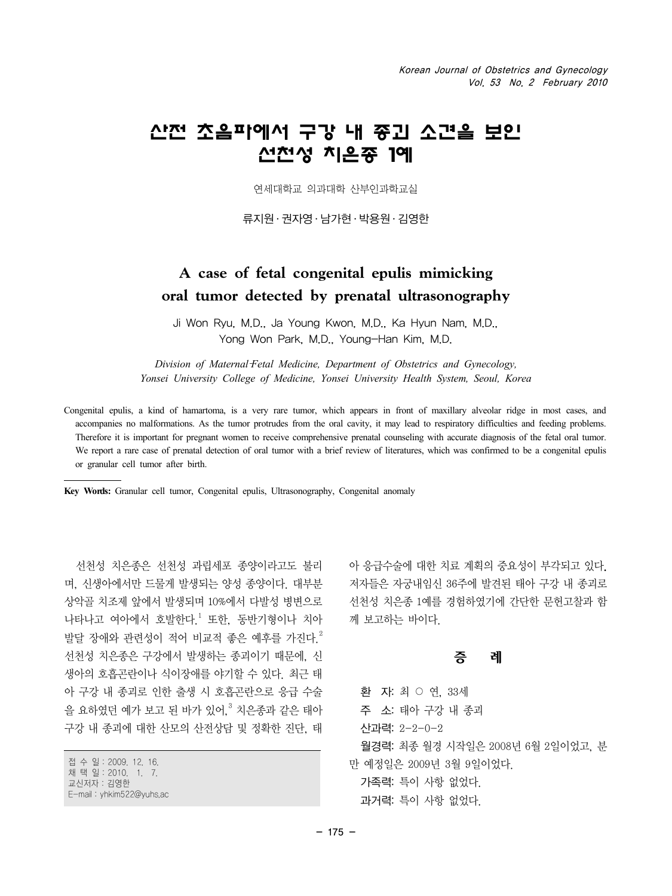# 산전 초음파에서 구강 내 종괴 소견을 보인 선천성 치은종 1예

연세대학교 의과대학 산부인과학교실

류지원 · 권자영 · 남가현 · 박용원 · 김영한

# A case of fetal congenital epulis mimicking oral tumor detected by prenatal ultrasonography

Ji Won Ryu, M.D., Ja Young Kwon, M.D., Ka Hyun Nam, M.D., Yong Won Park, M.D., Young-Han Kim, M.D.

*Division of Maternal-Fetal Medicine, Department of Obstetrics and Gynecology, Yonsei University College of Medicine, Yonsei University Health System, Seoul, Korea*

Congenital epulis, a kind of hamartoma, is a very rare tumor, which appears in front of maxillary alveolar ridge in most cases, and accompanies no malformations. As the tumor protrudes from the oral cavity, it may lead to respiratory difficulties and feeding problems. Therefore it is important for pregnant women to receive comprehensive prenatal counseling with accurate diagnosis of the fetal oral tumor. We report a rare case of prenatal detection of oral tumor with a brief review of literatures, which was confirmed to be a congenital epulis or granular cell tumor after birth.

**Key Words:** Granular cell tumor, Congenital epulis, Ultrasonography, Congenital anomaly

선천성 치은종은 선천성 과립세포 종양이라고도 불리며, 신생아에서만 드물게 발생되는 양성 종양이다. 대부분 상악골 치조제 앞에서 발생되며 10%에서 다발성 병변으로 나타나고 여아에서 호발한다.[1] 또한, 동반기형이나 치아 발달 장애와 관련성이 적어 비교적 좋은 예후를 가진다.[2] 선천성 치은종은 구강에서 발생하는 종괴이기 때문에, 신생아의 호흡곤란이나 식이장애를 야기할 수 있다. 최근 태아 구강 내 종괴로 인한 출생 시 호흡곤란으로 응급 수술을 요하였던 예가 보고 된 바가 있어,[3] 치은종과 같은 태아 구강 내 종괴에 대한 산모의 산전상담 및 정확한 진단, 태아 응급수술에 대한 치료 계획의 중요성이 부각되고 있다. 저자들은 자궁내임신 36주에 발견된 태아 구강 내 종괴로 선천성 치은종 1예를 경험하였기에 간단한 문헌고찰과 함께 보고하는 바이다.

접 수 일 : 2009. 12. 16.
채 택 일 : 2010. 1. 7.
교신저자 : 김영한
E-mail : yhkim522@yuhs.ac

## 증 례

**환 자:** 최 ○ 연, 33세

**주 소:** 태아 구강 내 종괴

**산과력:** 2-2-0-2

**월경력:** 최종 월경 시작일은 2008년 6월 2일이었고, 분만 예정일은 2009년 3월 9일이었다.

**가족력:** 특이 사항 없었다.

**과거력:** 특이 사항 없었다.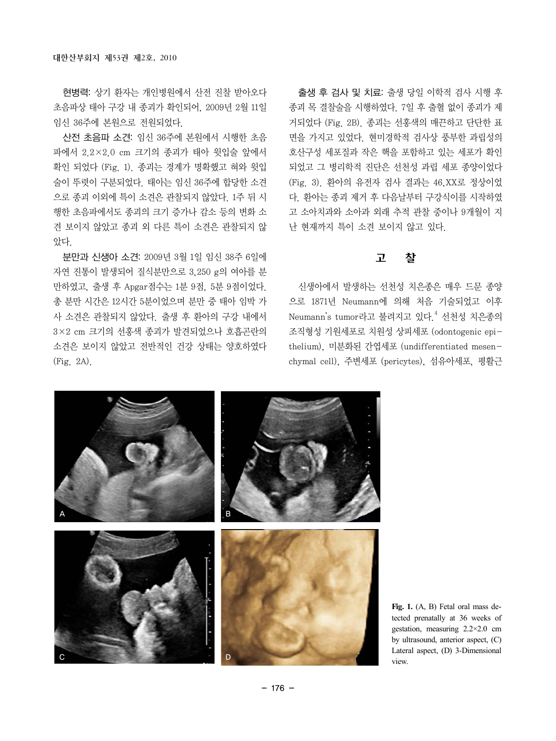**현병력:** 상기 환자는 개인병원에서 산전 진찰 받아오다 초음파상 태아 구강 내 종괴가 확인되어, 2009년 2월 11일 임신 36주에 본원으로 전원되었다.

**산전 초음파 소견:** 임신 36주에 본원에서 시행한 초음파에서 2.2×2.0 cm 크기의 종괴가 태아 윗입술 앞에서 확인 되었다 (Fig. 1). 종괴는 경계가 명확했고 혀와 윗입술이 뚜렷이 구분되었다. 태아는 임신 36주에 합당한 소견으로 종괴 이외에 특이 소견은 관찰되지 않았다. 1주 뒤 시행한 초음파에서도 종괴의 크기 증가나 감소 등의 변화 소견 보이지 않았고 종괴 외 다른 특이 소견은 관찰되지 않았다.

**분만과 신생아 소견:** 2009년 3월 1일 임신 38주 6일에 자연 진통이 발생되어 질식분만으로 3,250 g의 여아를 분만하였고, 출생 후 Apgar점수는 1분 9점, 5분 9점이었다. 총 분만 시간은 12시간 5분이었으며 분만 중 태아 임박 가사 소견은 관찰되지 않았다. 출생 후 환아의 구강 내에서 3×2 cm 크기의 선홍색 종괴가 발견되었으나 호흡곤란의 소견은 보이지 않았고 전반적인 건강 상태는 양호하였다 (Fig. 2A).

**출생 후 검사 및 치료:** 출생 당일 이학적 검사 시행 후 종괴 목 결찰술을 시행하였다. 7일 후 출혈 없이 종괴가 제거되었다 (Fig. 2B). 종괴는 선홍색의 매끈하고 단단한 표면을 가지고 있었다. 현미경학적 검사상 풍부한 과립성의 호산구성 세포질과 작은 핵을 포함하고 있는 세포가 확인되었고 그 병리학적 진단은 선천성 과립 세포 종양이었다 (Fig. 3). 환아의 유전자 검사 결과는 46,XX로 정상이었다. 환아는 종괴 제거 후 다음날부터 구강식이를 시작하였고 소아치과와 소아과 외래 추적 관찰 중이나 9개월이 지난 현재까지 특이 소견 보이지 않고 있다.

## 고 찰

신생아에서 발생하는 선천성 치은종은 매우 드문 종양으로 1871년 Neumann에 의해 처음 기술되었고 이후 Neumann's tumor라고 불려지고 있다.[4] 선천성 치은종의 조직형성 기원세포로 치원성 상피세포 (odontogenic epithelium), 미분화된 간엽세포 (undifferentiated mesenchymal cell), 주변세포 (pericytes), 섬유아세포, 평활근

**Fig. 1.** (A, B) Fetal oral mass detected prenatally at 36 weeks of gestation, measuring 2.2×2.0 cm by ultrasound, anterior aspect, (C) Lateral aspect, (D) 3-Dimensional view.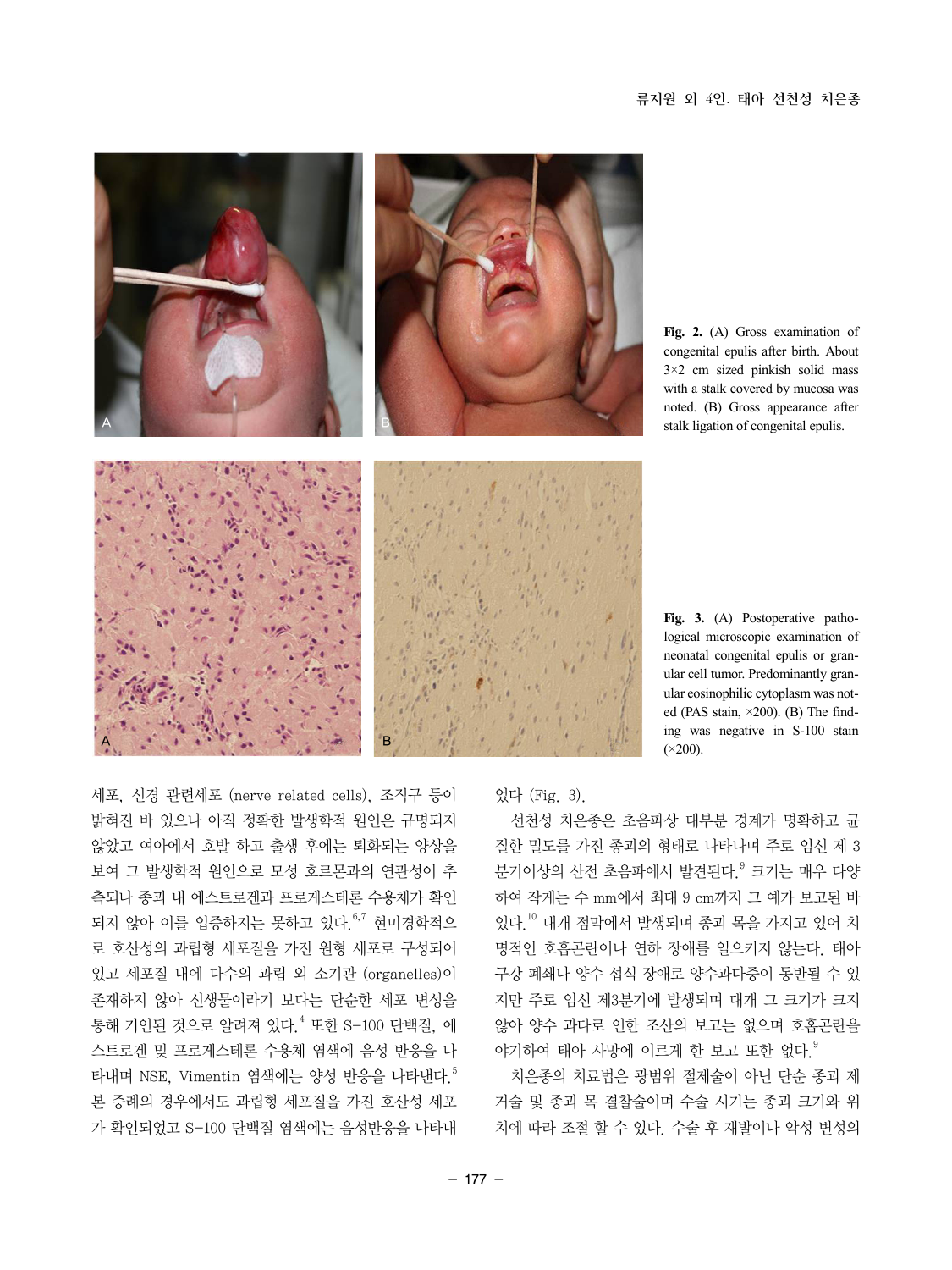Fig. 2. (A) Gross examination of congenital epulis after birth. About 3×2 cm sized pinkish solid mass with a stalk covered by mucosa was noted. (B) Gross appearance after stalk ligation of congenital epulis.

Fig. 3. (A) Postoperative pathological microscopic examination of neonatal congenital epulis or granular cell tumor. Predominantly granular eosinophilic cytoplasm was noted (PAS stain, ×200). (B) The finding was negative in S-100 stain (×200).

세포, 신경 관련세포 (nerve related cells), 조직구 등이 밝혀진 바 있으나 아직 정확한 발생학적 원인은 규명되지 않았고 여아에서 호발 하고 출생 후에는 퇴화되는 양상을 보여 그 발생학적 원인으로 모성 호르몬과의 연관성이 추측되나 종괴 내 에스트로겐과 프로게스테론 수용체가 확인되지 않아 이를 입증하지는 못하고 있다.[6,7] 현미경학적으로 호산성의 과립형 세포질을 가진 원형 세포로 구성되어 있고 세포질 내에 다수의 과립 외 소기관 (organelles)이 존재하지 않아 신생물이라기 보다는 단순한 세포 변성을 통해 기인된 것으로 알려져 있다.[4] 또한 S-100 단백질, 에스트로겐 및 프로게스테론 수용체 염색에 음성 반응을 나타내며 NSE, Vimentin 염색에는 양성 반응을 나타낸다.[5] 본 증례의 경우에서도 과립형 세포질을 가진 호산성 세포가 확인되었고 S-100 단백질 염색에는 음성반응을 나타내었다 (Fig. 3).

선천성 치은종은 초음파상 대부분 경계가 명확하고 균질한 밀도를 가진 종괴의 형태로 나타나며 주로 임신 제 3 분기이상의 산전 초음파에서 발견된다.[9] 크기는 매우 다양하여 작게는 수 mm에서 최대 9 cm까지 그 예가 보고된 바 있다.[10] 대개 점막에서 발생되며 종괴 목을 가지고 있어 치명적인 호흡곤란이나 연하 장애를 일으키지 않는다. 태아 구강 폐쇄나 양수 섭식 장애로 양수과다증이 동반될 수 있지만 주로 임신 제3분기에 발생되며 대개 그 크기가 크지 않아 양수 과다로 인한 조산의 보고는 없으며 호흡곤란을 야기하여 태아 사망에 이르게 한 보고 또한 없다.[9]

치은종의 치료법은 광범위 절제술이 아닌 단순 종괴 제거술 및 종괴 목 결찰술이며 수술 시기는 종괴 크기와 위치에 따라 조절 할 수 있다. 수술 후 재발이나 악성 변성의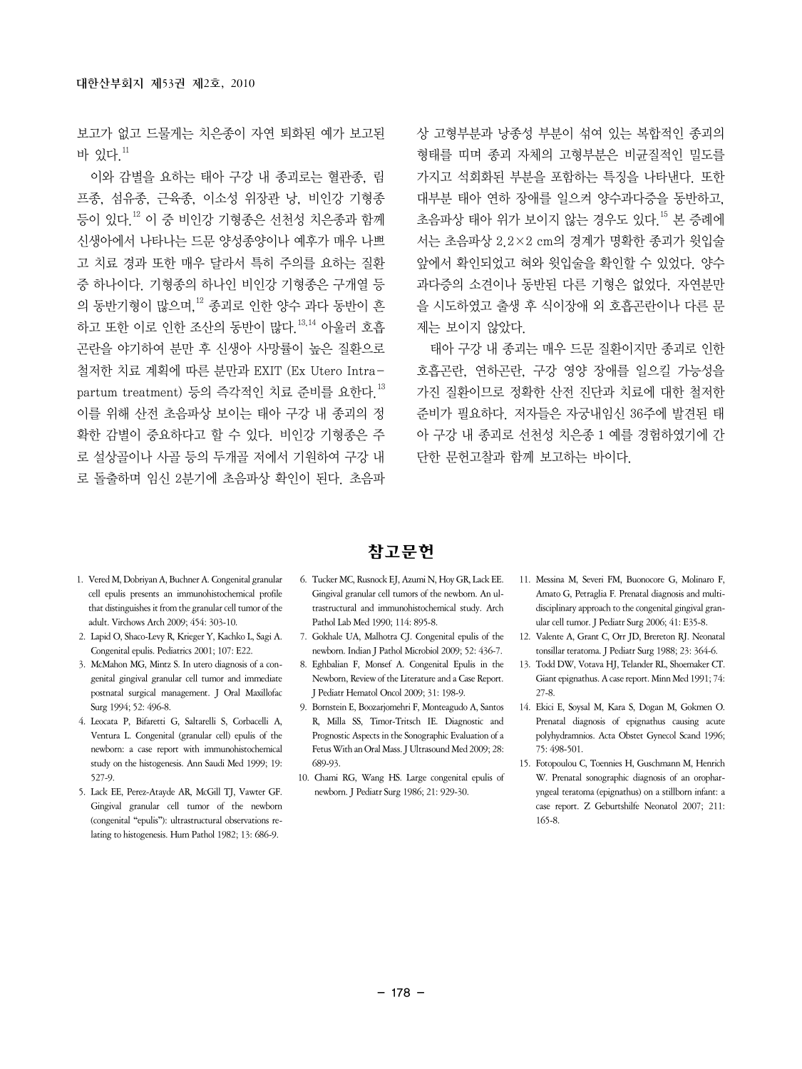보고가 없고 드물게는 치은종이 자연 퇴화된 예가 보고된 바 있다.[11]

이와 감별을 요하는 태아 구강 내 종괴로는 혈관종, 림프종, 섬유종, 근육종, 이소성 위장관 낭, 비인강 기형종 등이 있다.[12] 이 중 비인강 기형종은 선천성 치은종과 함께 신생아에서 나타나는 드문 양성종양이나 예후가 매우 나쁘고 치료 경과 또한 매우 달라서 특히 주의를 요하는 질환 중 하나이다. 기형종의 하나인 비인강 기형종은 구개열 등의 동반기형이 많으며,[12] 종괴로 인한 양수 과다 동반이 흔하고 또한 이로 인한 조산의 동반이 많다.[13,14] 아울러 호흡곤란을 야기하여 분만 후 신생아 사망률이 높은 질환으로 철저한 치료 계획에 따른 분만과 EXIT (Ex Utero Intra-partum treatment) 등의 즉각적인 치료 준비를 요한다.[13] 이를 위해 산전 초음파상 보이는 태아 구강 내 종괴의 정확한 감별이 중요하다고 할 수 있다. 비인강 기형종은 주로 설상골이나 사골 등의 두개골 저에서 기원하여 구강 내로 돌출하며 임신 2분기에 초음파상 확인이 된다. 초음파상 고형부분과 낭종성 부분이 섞여 있는 복합적인 종괴의 형태를 띠며 종괴 자체의 고형부분은 비균질적인 밀도를 가지고 석회화된 부분을 포함하는 특징을 나타낸다. 또한 대부분 태아 연하 장애를 일으켜 양수과다증을 동반하고, 초음파상 태아 위가 보이지 않는 경우도 있다.[15] 본 증례에서는 초음파상 2.2×2 cm의 경계가 명확한 종괴가 윗입술 앞에서 확인되었고 혀와 윗입술을 확인할 수 있었다. 양수과다증의 소견이나 동반된 다른 기형은 없었다. 자연분만을 시도하였고 출생 후 식이장애 외 호흡곤란이나 다른 문제는 보이지 않았다.

태아 구강 내 종괴는 매우 드문 질환이지만 종괴로 인한 호흡곤란, 연하곤란, 구강 영양 장애를 일으킬 가능성을 가진 질환이므로 정확한 산전 진단과 치료에 대한 철저한 준비가 필요하다. 저자들은 자궁내임신 36주에 발견된 태아 구강 내 종괴로 선천성 치은종 1 예를 경험하였기에 간단한 문헌고찰과 함께 보고하는 바이다.

## 참고문헌

1. Vered M, Dobriyan A, Buchner A. Congenital granular cell epulis presents an immunohistochemical profile that distinguishes it from the granular cell tumor of the adult. Virchows Arch 2009; 454: 303-10.
2. Lapid O, Shaco-Levy R, Krieger Y, Kachko L, Sagi A. Congenital epulis. Pediatrics 2001; 107: E22.
3. McMahon MG, Mintz S. In utero diagnosis of a congenital gingival granular cell tumor and immediate postnatal surgical management. J Oral Maxillofac Surg 1994; 52: 496-8.
4. Leocata P, Bifaretti G, Saltarelli S, Corbacelli A, Ventura L. Congenital (granular cell) epulis of the newborn: a case report with immunohistochemical study on the histogenesis. Ann Saudi Med 1999; 19: 527-9.
5. Lack EE, Perez-Atayde AR, McGill TJ, Vawter GF. Gingival granular cell tumor of the newborn (congenital "epulis"): ultrastructural observations relating to histogenesis. Hum Pathol 1982; 13: 686-9.
6. Tucker MC, Rusnock EJ, Azumi N, Hoy GR, Lack EE. Gingival granular cell tumors of the newborn. An ultrastructural and immunohistochemical study. Arch Pathol Lab Med 1990; 114: 895-8.
7. Gokhale UA, Malhotra CJ. Congenital epulis of the newborn. Indian J Pathol Microbiol 2009; 52: 436-7.
8. Eghbalian F, Monsef A. Congenital Epulis in the Newborn, Review of the Literature and a Case Report. J Pediatr Hematol Oncol 2009; 31: 198-9.
9. Bornstein E, Boozarjomehri F, Monteagudo A, Santos R, Milla SS, Timor-Tritsch IE. Diagnostic and Prognostic Aspects in the Sonographic Evaluation of a Fetus With an Oral Mass. J Ultrasound Med 2009; 28: 689-93.
10. Chami RG, Wang HS. Large congenital epulis of newborn. J Pediatr Surg 1986; 21: 929-30.
11. Messina M, Severi FM, Buonocore G, Molinaro F, Amato G, Petraglia F. Prenatal diagnosis and multidisciplinary approach to the congenital gingival granular cell tumor. J Pediatr Surg 2006; 41: E35-8.
12. Valente A, Grant C, Orr JD, Brereton RJ. Neonatal tonsillar teratoma. J Pediatr Surg 1988; 23: 364-6.
13. Todd DW, Votava HJ, Telander RL, Shoemaker CT. Giant epignathus. A case report. Minn Med 1991; 74: 27-8.
14. Ekici E, Soysal M, Kara S, Dogan M, Gokmen O. Prenatal diagnosis of epignathus causing acute polyhydramnios. Acta Obstet Gynecol Scand 1996; 75: 498-501.
15. Fotopoulou C, Toennies H, Guschmann M, Henrich W. Prenatal sonographic diagnosis of an oropharyngeal teratoma (epignathus) on a stillborn infant: a case report. Z Geburtshilfe Neonatol 2007; 211: 165-8.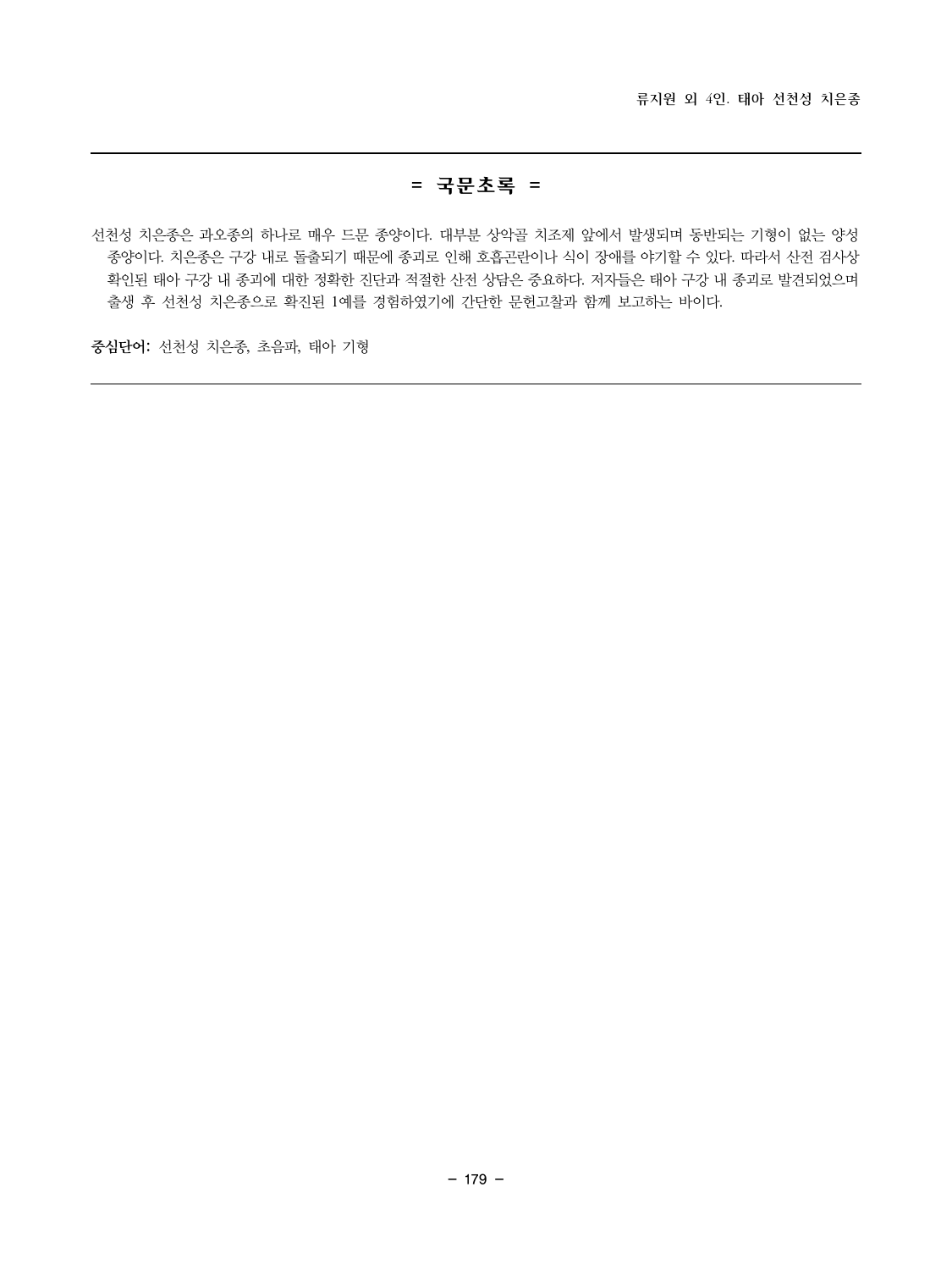## = 국문초록 =

선천성 치은종은 과오종의 하나로 매우 드문 종양이다. 대부분 상악골 치조제 앞에서 발생되며 동반되는 기형이 없는 양성 종양이다. 치은종은 구강 내로 돌출되기 때문에 종괴로 인해 호흡곤란이나 식이 장애를 야기할 수 있다. 따라서 산전 검사상 확인된 태아 구강 내 종괴에 대한 정확한 진단과 적절한 산전 상담은 중요하다. 저자들은 태아 구강 내 종괴로 발견되었으며 출생 후 선천성 치은종으로 확진된 1예를 경험하였기에 간단한 문헌고찰과 함께 보고하는 바이다.

**중심단어:** 선천성 치은종, 초음파, 태아 기형